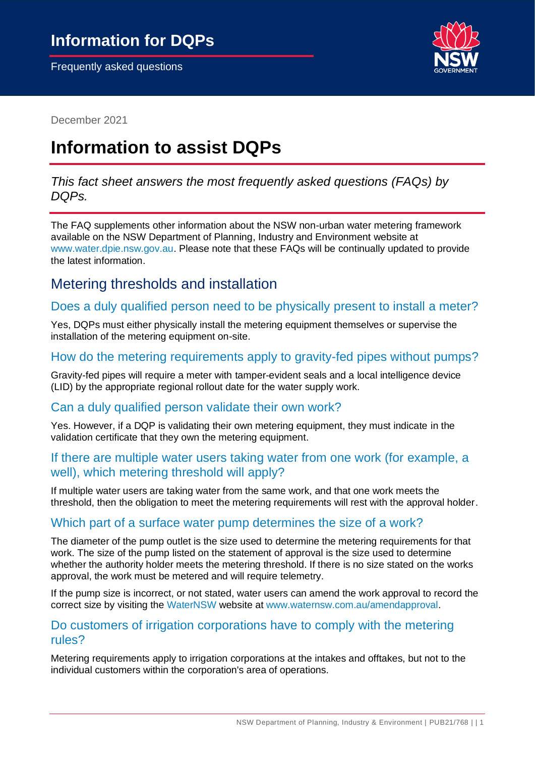# Information for DQPs

Frequently asked questions

December 2021

# Information to assist DQPs

*This fact sheet answers the most frequently asked questions (FAQs) by DQPs.*

The FAQ supplements other information about the NSW non-urban water metering framework available on the NSW Department of Planning, Industry and Environment website at www.water.dpie.nsw.gov.au. Please note that these FAQs will be continually updated to provide the latest information.

## Metering thresholds and installation

### Does a duly qualified person need to be physically present to install a meter?

Yes, DQPs must either physically install the metering equipment themselves or supervise the installation of the metering equipment on-site.

### How do the metering requirements apply to gravity-fed pipes without pumps?

Gravity-fed pipes will require a meter with tamper-evident seals and a local intelligence device (LID) by the appropriate regional rollout date for the water supply work.

### Can a duly qualified person validate their own work?

Yes. However, if a DQP is validating their own metering equipment, they must indicate in the validation certificate that they own the metering equipment.

### If there are multiple water users taking water from one work (for example, a well), which metering threshold will apply?

If multiple water users are taking water from the same work, and that one work meets the threshold, then the obligation to meet the metering requirements will rest with the approval holder.

### Which part of a surface water pump determines the size of a work?

The diameter of the pump outlet is the size used to determine the metering requirements for that work. The size of the pump listed on the statement of approval is the size used to determine whether the authority holder meets the metering threshold. If there is no size stated on the works approval, the work must be metered and will require telemetry.

If the pump size is incorrect, or not stated, water users can amend the work approval to record the correct size by visiting the WaterNSW website at www.waternsw.com.au/amendapproval.

### Do customers of irrigation corporations have to comply with the metering rules?

Metering requirements apply to irrigation corporations at the intakes and offtakes, but not to the individual customers within the corporation's area of operations.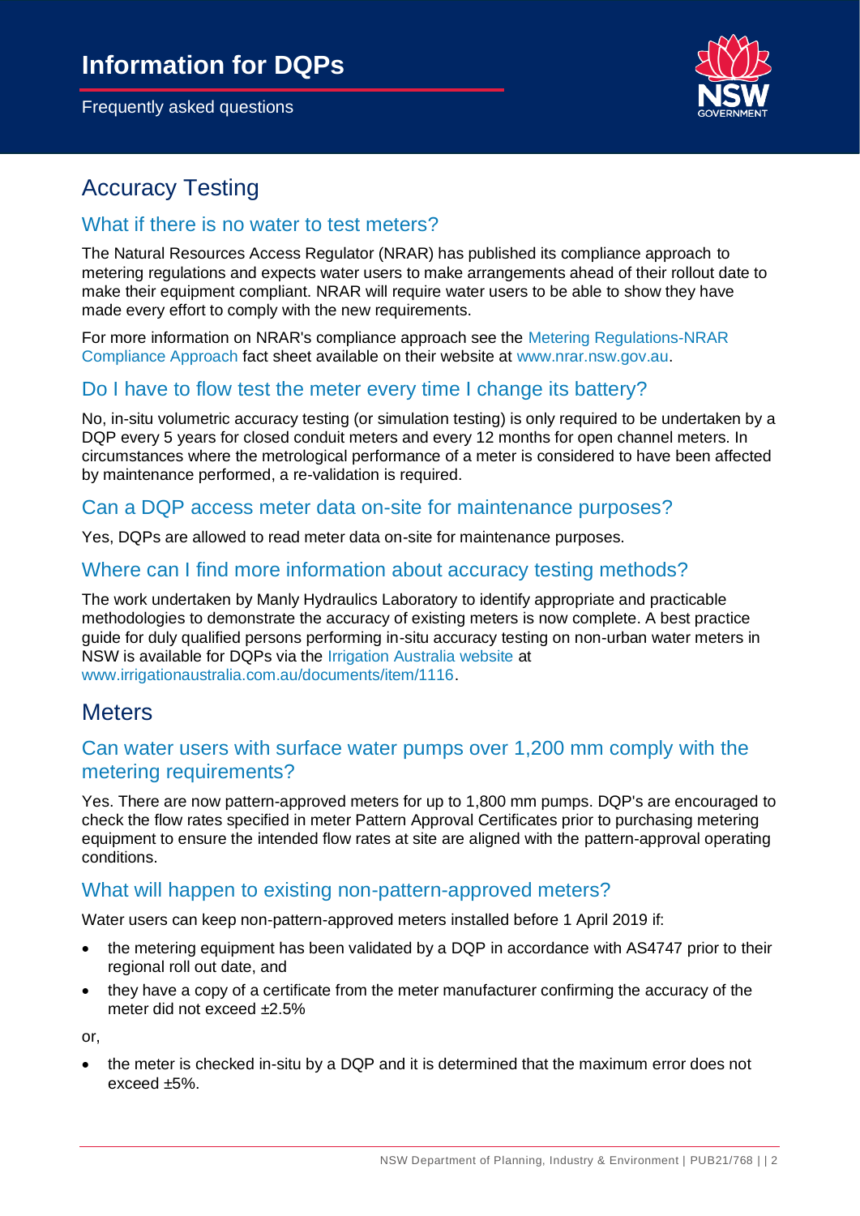# Information for DQPs

Frequently asked questions

## Accuracy Testing

### What if there is no water to test meters?

The Natural Resources Access Regulator (NRAR) has published its compliance approach to metering regulations and expects water users to make arrangements ahead of their rollout date to make their equipment compliant. NRAR will require water users to be able to show they have made every effort to comply with the new requirements.

For more information on NRAR's compliance approach see the Metering Regulations-NRAR Compliance Approach fact sheet available on their website at www.nrar.nsw.gov.au.

### Do I have to flow test the meter every time I change its battery?

No, in-situ volumetric accuracy testing (or simulation testing) is only required to be undertaken by a DQP every 5 years for closed conduit meters and every 12 months for open channel meters. In circumstances where the metrological performance of a meter is considered to have been affected by maintenance performed, a re-validation is required.

### Can a DQP access meter data on-site for maintenance purposes?

Yes, DQPs are allowed to read meter data on-site for maintenance purposes.

### Where can I find more information about accuracy testing methods?

The work undertaken by Manly Hydraulics Laboratory to identify appropriate and practicable methodologies to demonstrate the accuracy of existing meters is now complete. A best practice guide for duly qualified persons performing in-situ accuracy testing on non-urban water meters in NSW is available for DQPs via the Irrigation Australia website at www.irrigationaustralia.com.au/documents/item/1116.

## Meters

### Can water users with surface water pumps over 1,200 mm comply with the metering requirements?

Yes. There are now pattern-approved meters for up to 1,800 mm pumps. DQP's are encouraged to check the flow rates specified in meter Pattern Approval Certificates prior to purchasing metering equipment to ensure the intended flow rates at site are aligned with the pattern-approval operating conditions.

### What will happen to existing non-pattern-approved meters?

Water users can keep non-pattern-approved meters installed before 1 April 2019 if:

- the metering equipment has been validated by a DQP in accordance with AS4747 prior to their regional roll out date, and
- they have a copy of a certificate from the meter manufacturer confirming the accuracy of the meter did not exceed ±2.5%

or,

- the meter is checked in-situ by a DQP and it is determined that the maximum error does not exceed ±5%.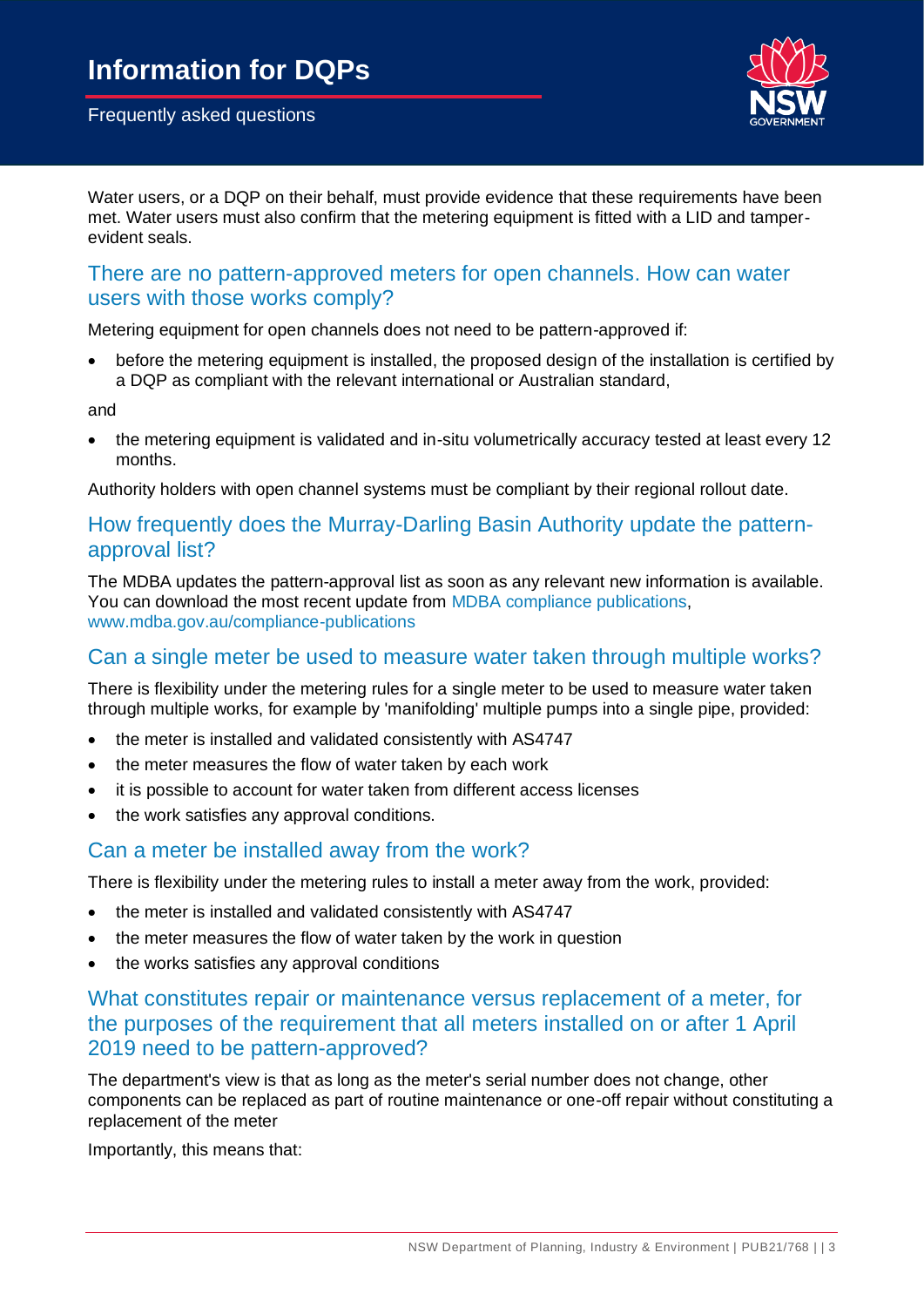Water users, or a DQP on their behalf, must provide evidence that these requirements have been met. Water users must also confirm that the metering equipment is fitted with a LID and tamper-evident seals.

## There are no pattern-approved meters for open channels. How can water users with those works comply?

Metering equipment for open channels does not need to be pattern-approved if:

- before the metering equipment is installed, the proposed design of the installation is certified by a DQP as compliant with the relevant international or Australian standard,

and

- the metering equipment is validated and in-situ volumetrically accuracy tested at least every 12 months.

Authority holders with open channel systems must be compliant by their regional rollout date.

## How frequently does the Murray-Darling Basin Authority update the pattern-approval list?

The MDBA updates the pattern-approval list as soon as any relevant new information is available. You can download the most recent update from MDBA compliance publications, www.mdba.gov.au/compliance-publications

## Can a single meter be used to measure water taken through multiple works?

There is flexibility under the metering rules for a single meter to be used to measure water taken through multiple works, for example by 'manifolding' multiple pumps into a single pipe, provided:

- the meter is installed and validated consistently with AS4747
- the meter measures the flow of water taken by each work
- it is possible to account for water taken from different access licenses
- the work satisfies any approval conditions.

## Can a meter be installed away from the work?

There is flexibility under the metering rules to install a meter away from the work, provided:

- the meter is installed and validated consistently with AS4747
- the meter measures the flow of water taken by the work in question
- the works satisfies any approval conditions

## What constitutes repair or maintenance versus replacement of a meter, for the purposes of the requirement that all meters installed on or after 1 April 2019 need to be pattern-approved?

The department's view is that as long as the meter's serial number does not change, other components can be replaced as part of routine maintenance or one-off repair without constituting a replacement of the meter

Importantly, this means that: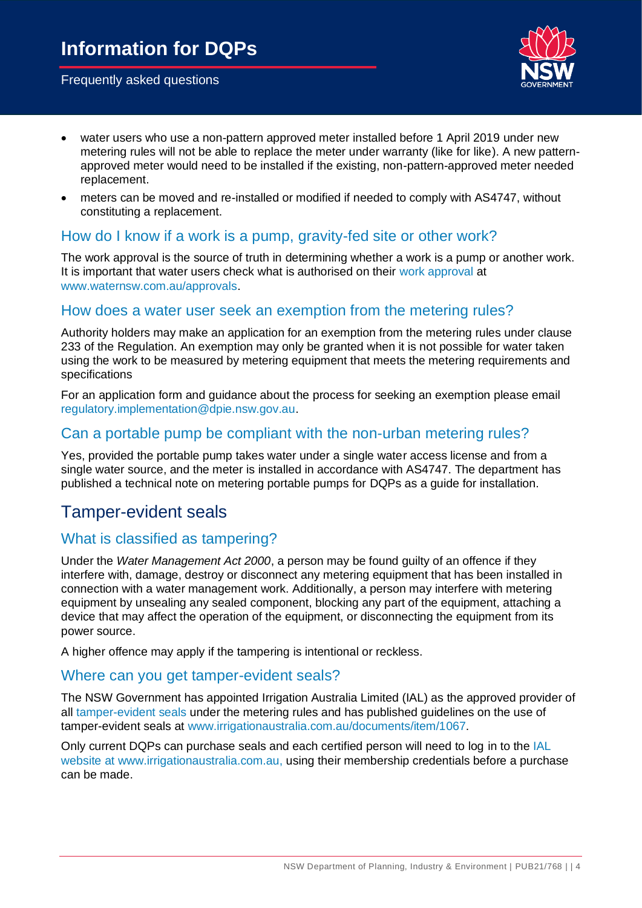- water users who use a non-pattern approved meter installed before 1 April 2019 under new metering rules will not be able to replace the meter under warranty (like for like). A new pattern-approved meter would need to be installed if the existing, non-pattern-approved meter needed replacement.
- meters can be moved and re-installed or modified if needed to comply with AS4747, without constituting a replacement.

### How do I know if a work is a pump, gravity-fed site or other work?

The work approval is the source of truth in determining whether a work is a pump or another work. It is important that water users check what is authorised on their work approval at www.waternsw.com.au/approvals.

### How does a water user seek an exemption from the metering rules?

Authority holders may make an application for an exemption from the metering rules under clause 233 of the Regulation. An exemption may only be granted when it is not possible for water taken using the work to be measured by metering equipment that meets the metering requirements and specifications

For an application form and guidance about the process for seeking an exemption please email regulatory.implementation@dpie.nsw.gov.au.

### Can a portable pump be compliant with the non-urban metering rules?

Yes, provided the portable pump takes water under a single water access license and from a single water source, and the meter is installed in accordance with AS4747. The department has published a technical note on metering portable pumps for DQPs as a guide for installation.

## Tamper-evident seals

### What is classified as tampering?

Under the *Water Management Act 2000*, a person may be found guilty of an offence if they interfere with, damage, destroy or disconnect any metering equipment that has been installed in connection with a water management work. Additionally, a person may interfere with metering equipment by unsealing any sealed component, blocking any part of the equipment, attaching a device that may affect the operation of the equipment, or disconnecting the equipment from its power source.

A higher offence may apply if the tampering is intentional or reckless.

### Where can you get tamper-evident seals?

The NSW Government has appointed Irrigation Australia Limited (IAL) as the approved provider of all tamper-evident seals under the metering rules and has published guidelines on the use of tamper-evident seals at www.irrigationaustralia.com.au/documents/item/1067.

Only current DQPs can purchase seals and each certified person will need to log in to the IAL website at www.irrigationaustralia.com.au, using their membership credentials before a purchase can be made.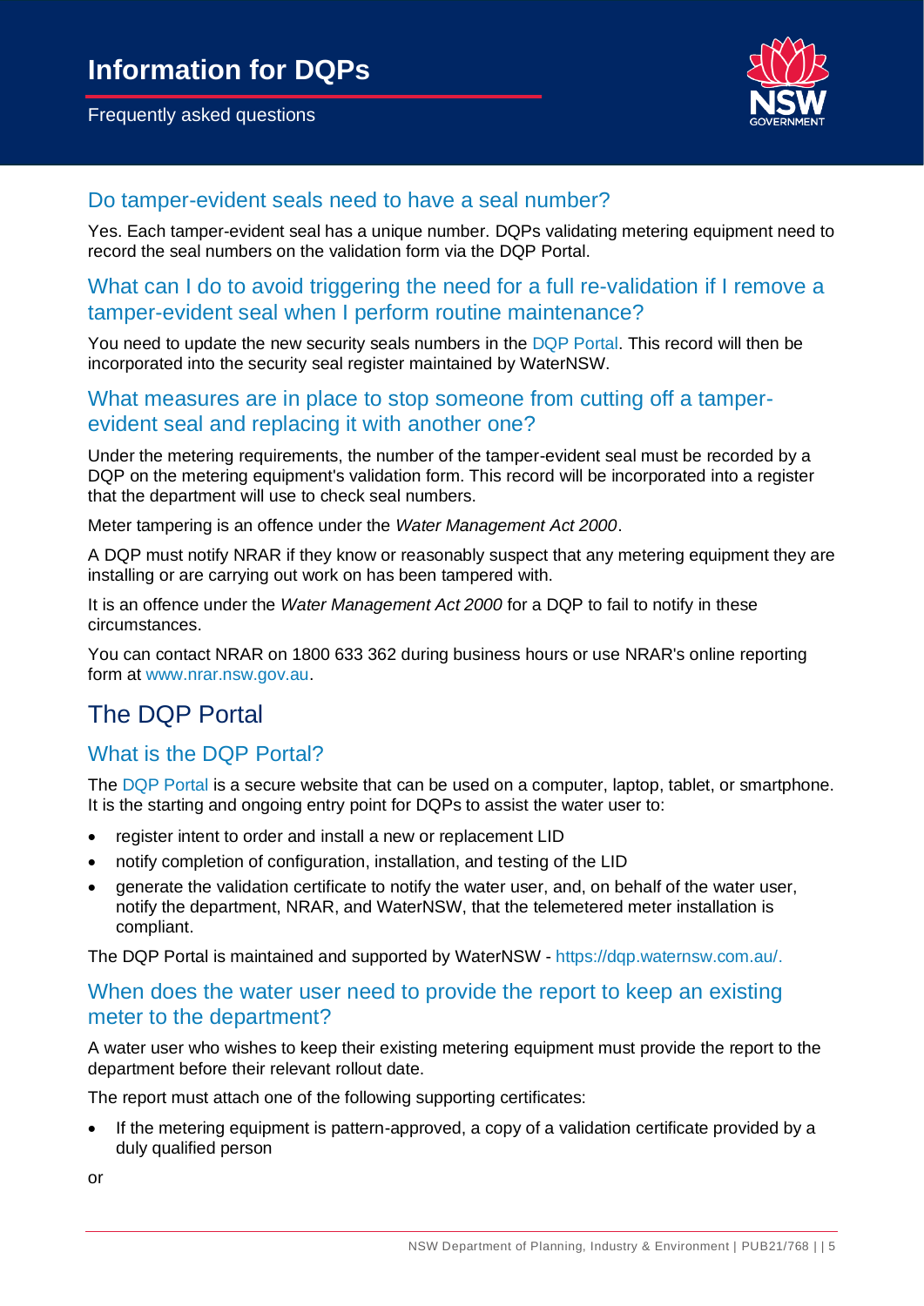### Do tamper-evident seals need to have a seal number?

Yes. Each tamper-evident seal has a unique number. DQPs validating metering equipment need to record the seal numbers on the validation form via the DQP Portal.

### What can I do to avoid triggering the need for a full re-validation if I remove a tamper-evident seal when I perform routine maintenance?

You need to update the new security seals numbers in the DQP Portal. This record will then be incorporated into the security seal register maintained by WaterNSW.

### What measures are in place to stop someone from cutting off a tamper-evident seal and replacing it with another one?

Under the metering requirements, the number of the tamper-evident seal must be recorded by a DQP on the metering equipment's validation form. This record will be incorporated into a register that the department will use to check seal numbers.

Meter tampering is an offence under the *Water Management Act 2000*.

A DQP must notify NRAR if they know or reasonably suspect that any metering equipment they are installing or are carrying out work on has been tampered with.

It is an offence under the *Water Management Act 2000* for a DQP to fail to notify in these circumstances.

You can contact NRAR on 1800 633 362 during business hours or use NRAR's online reporting form at www.nrar.nsw.gov.au.

## The DQP Portal

### What is the DQP Portal?

The DQP Portal is a secure website that can be used on a computer, laptop, tablet, or smartphone. It is the starting and ongoing entry point for DQPs to assist the water user to:

- register intent to order and install a new or replacement LID
- notify completion of configuration, installation, and testing of the LID
- generate the validation certificate to notify the water user, and, on behalf of the water user, notify the department, NRAR, and WaterNSW, that the telemetered meter installation is compliant.

The DQP Portal is maintained and supported by WaterNSW - https://dqp.waternsw.com.au/.

### When does the water user need to provide the report to keep an existing meter to the department?

A water user who wishes to keep their existing metering equipment must provide the report to the department before their relevant rollout date.

The report must attach one of the following supporting certificates:

- If the metering equipment is pattern-approved, a copy of a validation certificate provided by a duly qualified person

or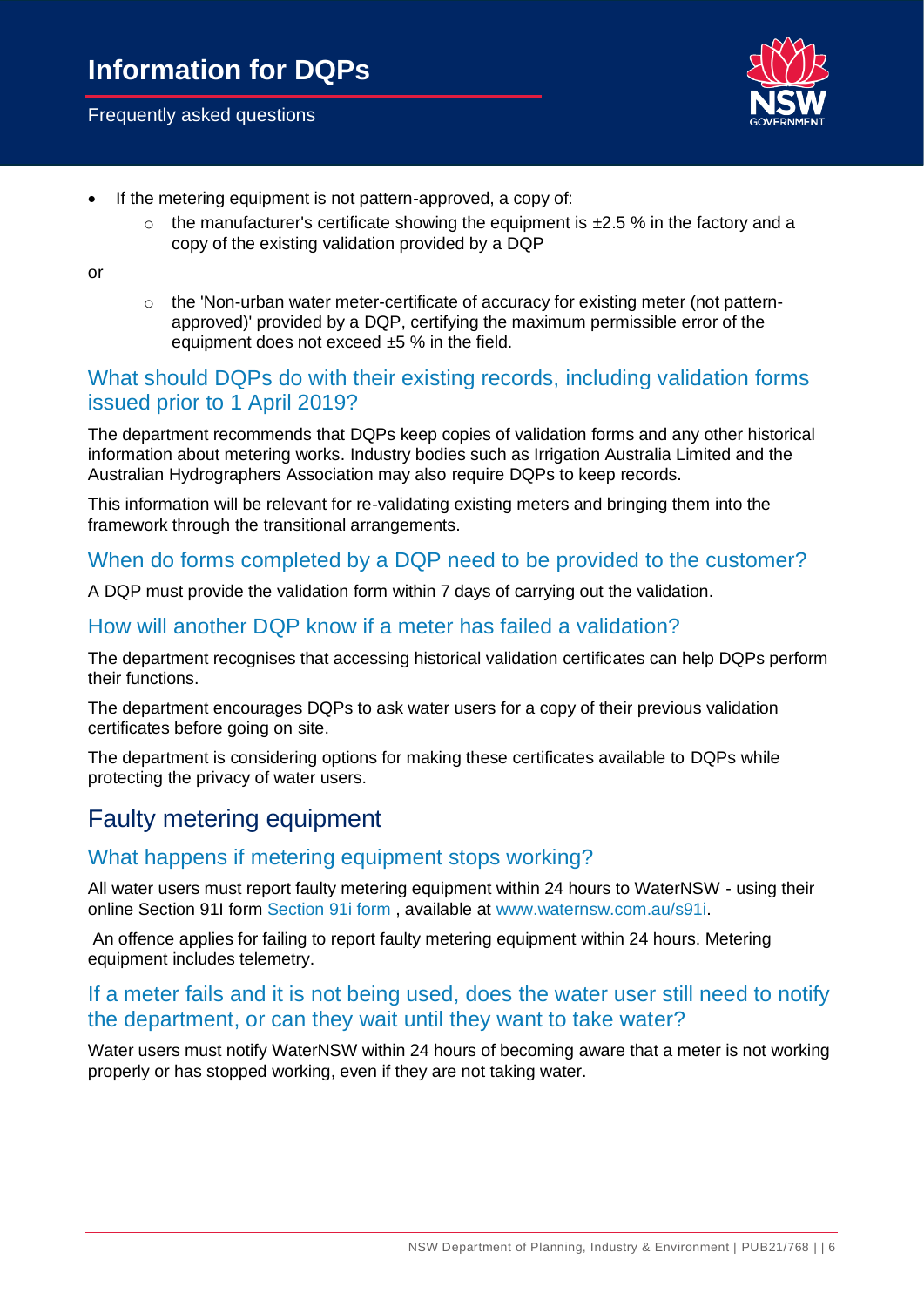- If the metering equipment is not pattern-approved, a copy of:
  - the manufacturer's certificate showing the equipment is ±2.5 % in the factory and a copy of the existing validation provided by a DQP

or

  - the 'Non-urban water meter-certificate of accuracy for existing meter (not pattern-approved)' provided by a DQP, certifying the maximum permissible error of the equipment does not exceed ±5 % in the field.

### What should DQPs do with their existing records, including validation forms issued prior to 1 April 2019?

The department recommends that DQPs keep copies of validation forms and any other historical information about metering works. Industry bodies such as Irrigation Australia Limited and the Australian Hydrographers Association may also require DQPs to keep records.

This information will be relevant for re-validating existing meters and bringing them into the framework through the transitional arrangements.

### When do forms completed by a DQP need to be provided to the customer?

A DQP must provide the validation form within 7 days of carrying out the validation.

### How will another DQP know if a meter has failed a validation?

The department recognises that accessing historical validation certificates can help DQPs perform their functions.

The department encourages DQPs to ask water users for a copy of their previous validation certificates before going on site.

The department is considering options for making these certificates available to DQPs while protecting the privacy of water users.

## Faulty metering equipment

### What happens if metering equipment stops working?

All water users must report faulty metering equipment within 24 hours to WaterNSW - using their online Section 91I form Section 91i form , available at www.waternsw.com.au/s91i.

An offence applies for failing to report faulty metering equipment within 24 hours. Metering equipment includes telemetry.

### If a meter fails and it is not being used, does the water user still need to notify the department, or can they wait until they want to take water?

Water users must notify WaterNSW within 24 hours of becoming aware that a meter is not working properly or has stopped working, even if they are not taking water.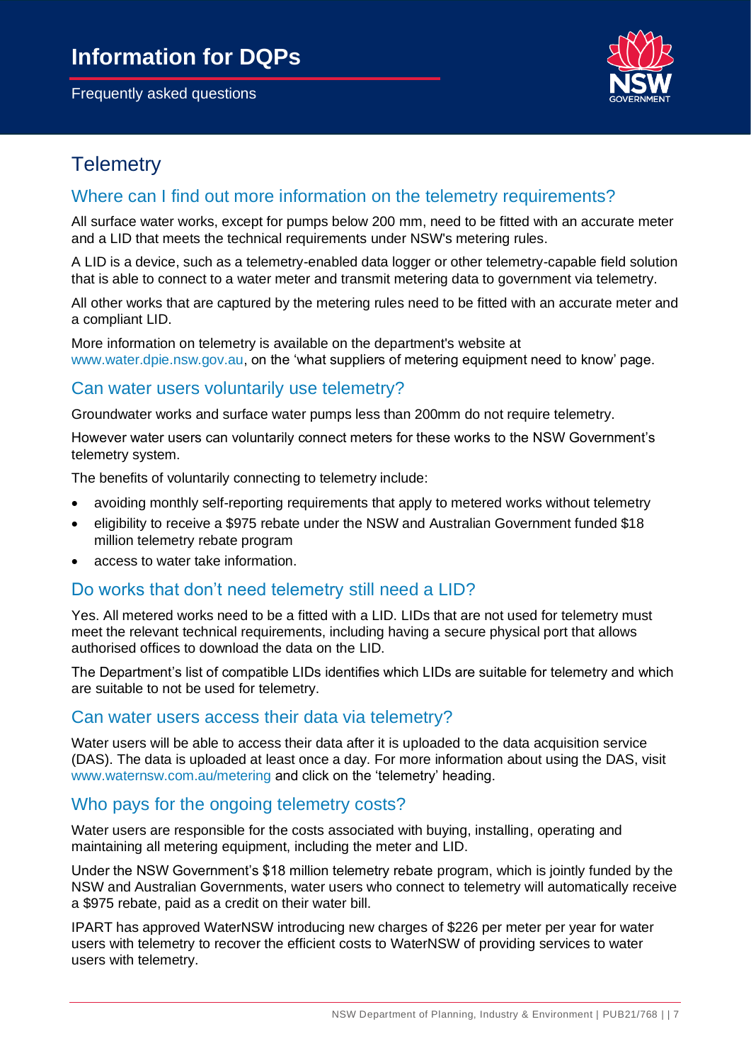# Telemetry

## Where can I find out more information on the telemetry requirements?

All surface water works, except for pumps below 200 mm, need to be fitted with an accurate meter and a LID that meets the technical requirements under NSW's metering rules.

A LID is a device, such as a telemetry-enabled data logger or other telemetry-capable field solution that is able to connect to a water meter and transmit metering data to government via telemetry.

All other works that are captured by the metering rules need to be fitted with an accurate meter and a compliant LID.

More information on telemetry is available on the department's website at www.water.dpie.nsw.gov.au, on the 'what suppliers of metering equipment need to know' page.

## Can water users voluntarily use telemetry?

Groundwater works and surface water pumps less than 200mm do not require telemetry.

However water users can voluntarily connect meters for these works to the NSW Government's telemetry system.

The benefits of voluntarily connecting to telemetry include:

- avoiding monthly self-reporting requirements that apply to metered works without telemetry
- eligibility to receive a $975 rebate under the NSW and Australian Government funded $18 million telemetry rebate program
- access to water take information.

## Do works that don't need telemetry still need a LID?

Yes. All metered works need to be a fitted with a LID. LIDs that are not used for telemetry must meet the relevant technical requirements, including having a secure physical port that allows authorised offices to download the data on the LID.

The Department's list of compatible LIDs identifies which LIDs are suitable for telemetry and which are suitable to not be used for telemetry.

## Can water users access their data via telemetry?

Water users will be able to access their data after it is uploaded to the data acquisition service (DAS). The data is uploaded at least once a day. For more information about using the DAS, visit www.waternsw.com.au/metering and click on the 'telemetry' heading.

## Who pays for the ongoing telemetry costs?

Water users are responsible for the costs associated with buying, installing, operating and maintaining all metering equipment, including the meter and LID.

Under the NSW Government's $18 million telemetry rebate program, which is jointly funded by the NSW and Australian Governments, water users who connect to telemetry will automatically receive a $975 rebate, paid as a credit on their water bill.

IPART has approved WaterNSW introducing new charges of $226 per meter per year for water users with telemetry to recover the efficient costs to WaterNSW of providing services to water users with telemetry.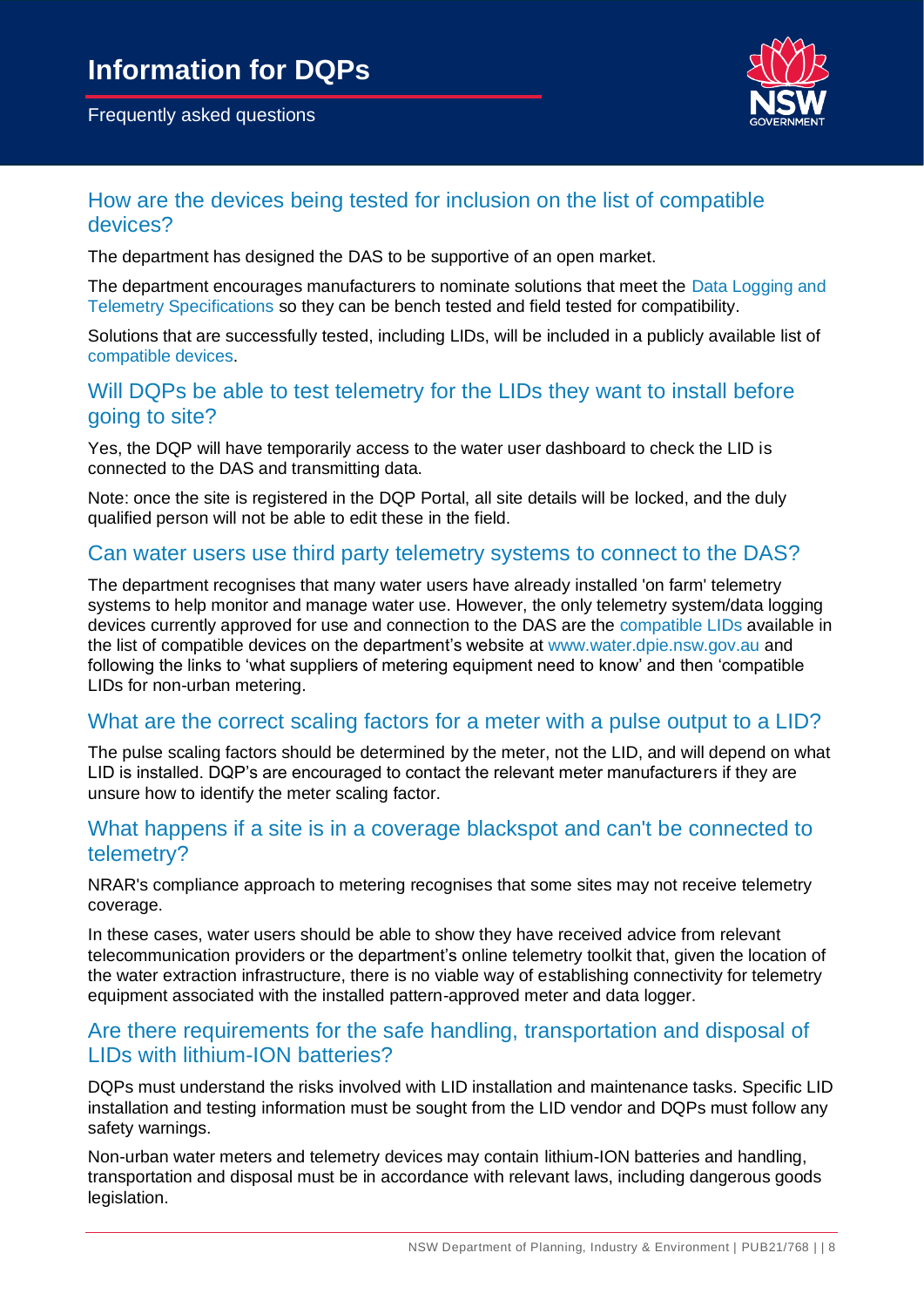## How are the devices being tested for inclusion on the list of compatible devices?

The department has designed the DAS to be supportive of an open market.

The department encourages manufacturers to nominate solutions that meet the Data Logging and Telemetry Specifications so they can be bench tested and field tested for compatibility.

Solutions that are successfully tested, including LIDs, will be included in a publicly available list of compatible devices.

## Will DQPs be able to test telemetry for the LIDs they want to install before going to site?

Yes, the DQP will have temporarily access to the water user dashboard to check the LID is connected to the DAS and transmitting data.

Note: once the site is registered in the DQP Portal, all site details will be locked, and the duly qualified person will not be able to edit these in the field.

## Can water users use third party telemetry systems to connect to the DAS?

The department recognises that many water users have already installed 'on farm' telemetry systems to help monitor and manage water use. However, the only telemetry system/data logging devices currently approved for use and connection to the DAS are the compatible LIDs available in the list of compatible devices on the department's website at www.water.dpie.nsw.gov.au and following the links to 'what suppliers of metering equipment need to know' and then 'compatible LIDs for non-urban metering.

## What are the correct scaling factors for a meter with a pulse output to a LID?

The pulse scaling factors should be determined by the meter, not the LID, and will depend on what LID is installed. DQP's are encouraged to contact the relevant meter manufacturers if they are unsure how to identify the meter scaling factor.

## What happens if a site is in a coverage blackspot and can't be connected to telemetry?

NRAR's compliance approach to metering recognises that some sites may not receive telemetry coverage.

In these cases, water users should be able to show they have received advice from relevant telecommunication providers or the department's online telemetry toolkit that, given the location of the water extraction infrastructure, there is no viable way of establishing connectivity for telemetry equipment associated with the installed pattern-approved meter and data logger.

## Are there requirements for the safe handling, transportation and disposal of LIDs with lithium-ION batteries?

DQPs must understand the risks involved with LID installation and maintenance tasks. Specific LID installation and testing information must be sought from the LID vendor and DQPs must follow any safety warnings.

Non-urban water meters and telemetry devices may contain lithium-ION batteries and handling, transportation and disposal must be in accordance with relevant laws, including dangerous goods legislation.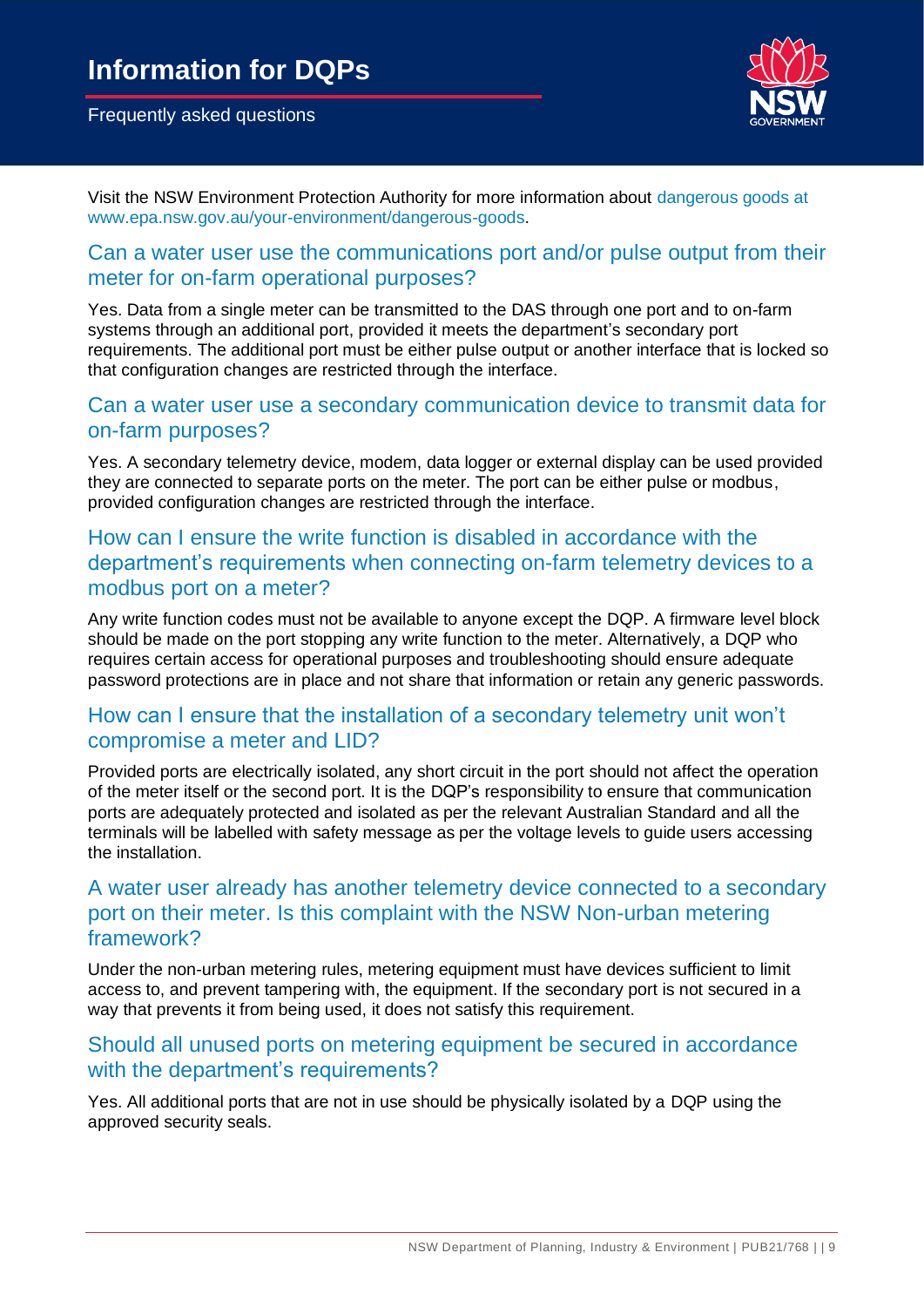Visit the NSW Environment Protection Authority for more information about dangerous goods at www.epa.nsw.gov.au/your-environment/dangerous-goods.

## Can a water user use the communications port and/or pulse output from their meter for on-farm operational purposes?

Yes. Data from a single meter can be transmitted to the DAS through one port and to on-farm systems through an additional port, provided it meets the department's secondary port requirements. The additional port must be either pulse output or another interface that is locked so that configuration changes are restricted through the interface.

## Can a water user use a secondary communication device to transmit data for on-farm purposes?

Yes. A secondary telemetry device, modem, data logger or external display can be used provided they are connected to separate ports on the meter. The port can be either pulse or modbus, provided configuration changes are restricted through the interface.

## How can I ensure the write function is disabled in accordance with the department's requirements when connecting on-farm telemetry devices to a modbus port on a meter?

Any write function codes must not be available to anyone except the DQP. A firmware level block should be made on the port stopping any write function to the meter. Alternatively, a DQP who requires certain access for operational purposes and troubleshooting should ensure adequate password protections are in place and not share that information or retain any generic passwords.

## How can I ensure that the installation of a secondary telemetry unit won't compromise a meter and LID?

Provided ports are electrically isolated, any short circuit in the port should not affect the operation of the meter itself or the second port. It is the DQP's responsibility to ensure that communication ports are adequately protected and isolated as per the relevant Australian Standard and all the terminals will be labelled with safety message as per the voltage levels to guide users accessing the installation.

## A water user already has another telemetry device connected to a secondary port on their meter. Is this complaint with the NSW Non-urban metering framework?

Under the non-urban metering rules, metering equipment must have devices sufficient to limit access to, and prevent tampering with, the equipment. If the secondary port is not secured in a way that prevents it from being used, it does not satisfy this requirement.

## Should all unused ports on metering equipment be secured in accordance with the department's requirements?

Yes. All additional ports that are not in use should be physically isolated by a DQP using the approved security seals.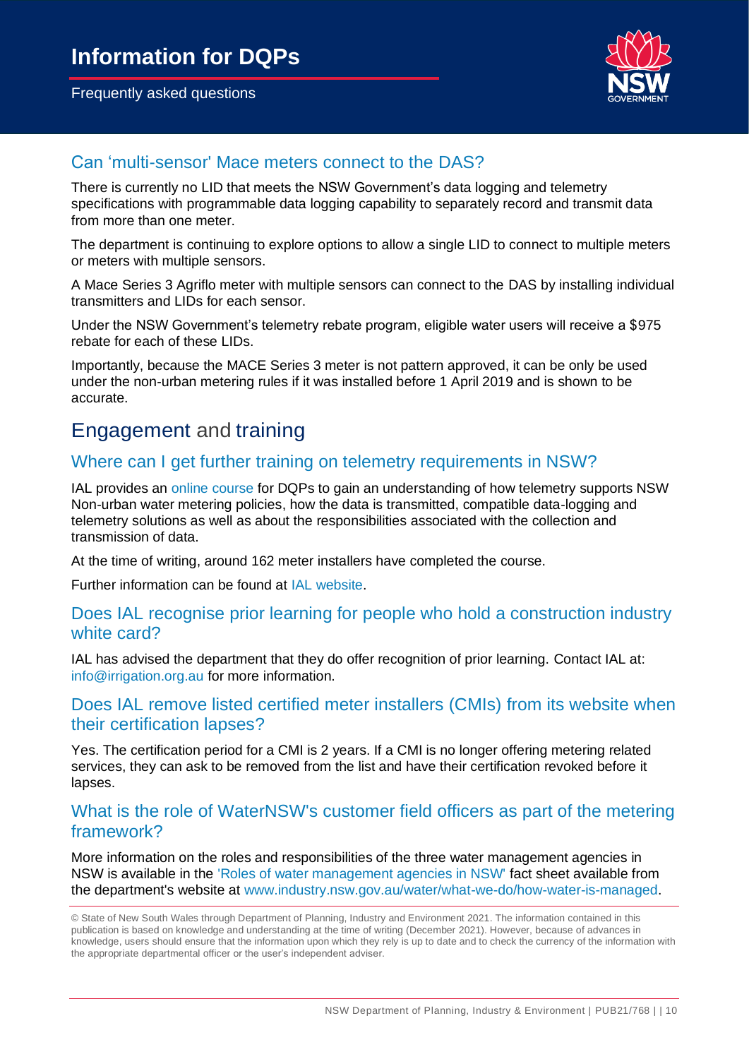### Can 'multi-sensor' Mace meters connect to the DAS?

There is currently no LID that meets the NSW Government's data logging and telemetry specifications with programmable data logging capability to separately record and transmit data from more than one meter.

The department is continuing to explore options to allow a single LID to connect to multiple meters or meters with multiple sensors.

A Mace Series 3 Agriflo meter with multiple sensors can connect to the DAS by installing individual transmitters and LIDs for each sensor.

Under the NSW Government's telemetry rebate program, eligible water users will receive a $975 rebate for each of these LIDs.

Importantly, because the MACE Series 3 meter is not pattern approved, it can be only be used under the non-urban metering rules if it was installed before 1 April 2019 and is shown to be accurate.

## Engagement and training

### Where can I get further training on telemetry requirements in NSW?

IAL provides an online course for DQPs to gain an understanding of how telemetry supports NSW Non-urban water metering policies, how the data is transmitted, compatible data-logging and telemetry solutions as well as about the responsibilities associated with the collection and transmission of data.

At the time of writing, around 162 meter installers have completed the course.

Further information can be found at IAL website.

### Does IAL recognise prior learning for people who hold a construction industry white card?

IAL has advised the department that they do offer recognition of prior learning. Contact IAL at: info@irrigation.org.au for more information.

### Does IAL remove listed certified meter installers (CMIs) from its website when their certification lapses?

Yes. The certification period for a CMI is 2 years. If a CMI is no longer offering metering related services, they can ask to be removed from the list and have their certification revoked before it lapses.

### What is the role of WaterNSW's customer field officers as part of the metering framework?

More information on the roles and responsibilities of the three water management agencies in NSW is available in the 'Roles of water management agencies in NSW' fact sheet available from the department's website at www.industry.nsw.gov.au/water/what-we-do/how-water-is-managed.

© State of New South Wales through Department of Planning, Industry and Environment 2021. The information contained in this publication is based on knowledge and understanding at the time of writing (December 2021). However, because of advances in knowledge, users should ensure that the information upon which they rely is up to date and to check the currency of the information with the appropriate departmental officer or the user's independent adviser.